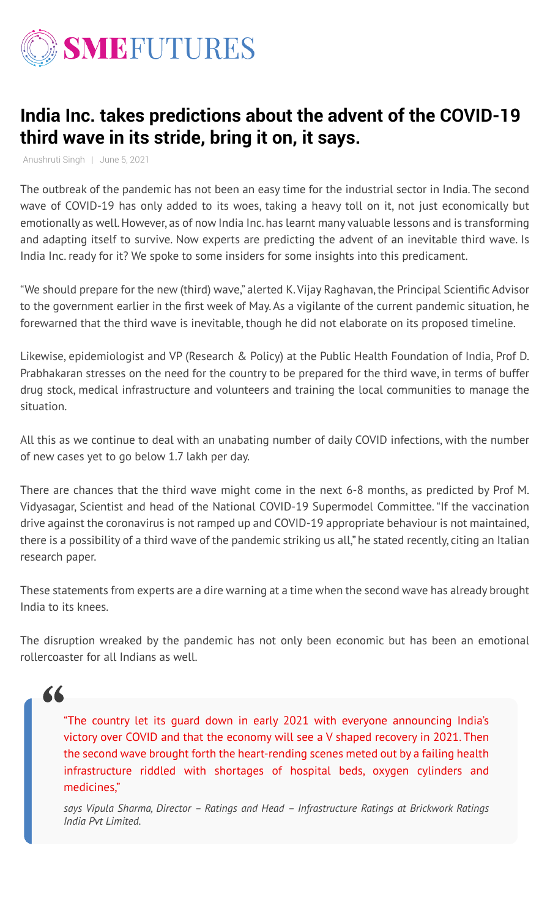# SMEFUTURES

## India Inc. takes predictions about the advent of the COVID-19 third wave in its stride, bring it on, it says.

Anushruti Singh | June 5, 2021

The outbreak of the pandemic has not been an easy time for the industrial sector in India. The second wave of COVID-19 has only added to its woes, taking a heavy toll on it, not just economically but emotionally as well. However, as of now India Inc. has learnt many valuable lessons and is transforming and adapting itself to survive. Now experts are predicting the advent of an inevitable third wave. Is India Inc. ready for it? We spoke to some insiders for some insights into this predicament.

"We should prepare for the new (third) wave," alerted K. Vijay Raghavan, the Principal Scientific Advisor to the government earlier in the first week of May. As a vigilante of the current pandemic situation, he forewarned that the third wave is inevitable, though he did not elaborate on its proposed timeline.

Likewise, epidemiologist and VP (Research & Policy) at the Public Health Foundation of India, Prof D. Prabhakaran stresses on the need for the country to be prepared for the third wave, in terms of buffer drug stock, medical infrastructure and volunteers and training the local communities to manage the situation.

All this as we continue to deal with an unabating number of daily COVID infections, with the number of new cases yet to go below 1.7 lakh per day.

There are chances that the third wave might come in the next 6-8 months, as predicted by Prof M. Vidyasagar, Scientist and head of the National COVID-19 Supermodel Committee. "If the vaccination drive against the coronavirus is not ramped up and COVID-19 appropriate behaviour is not maintained, there is a possibility of a third wave of the pandemic striking us all," he stated recently, citing an Italian research paper.

These statements from experts are a dire warning at a time when the second wave has already brought India to its knees.

The disruption wreaked by the pandemic has not only been economic but has been an emotional rollercoaster for all Indians as well.

> "The country let its guard down in early 2021 with everyone announcing India's victory over COVID and that the economy will see a V shaped recovery in 2021. Then the second wave brought forth the heart-rending scenes meted out by a failing health infrastructure riddled with shortages of hospital beds, oxygen cylinders and medicines,"
>
> *says Vipula Sharma, Director – Ratings and Head – Infrastructure Ratings at Brickwork Ratings India Pvt Limited.*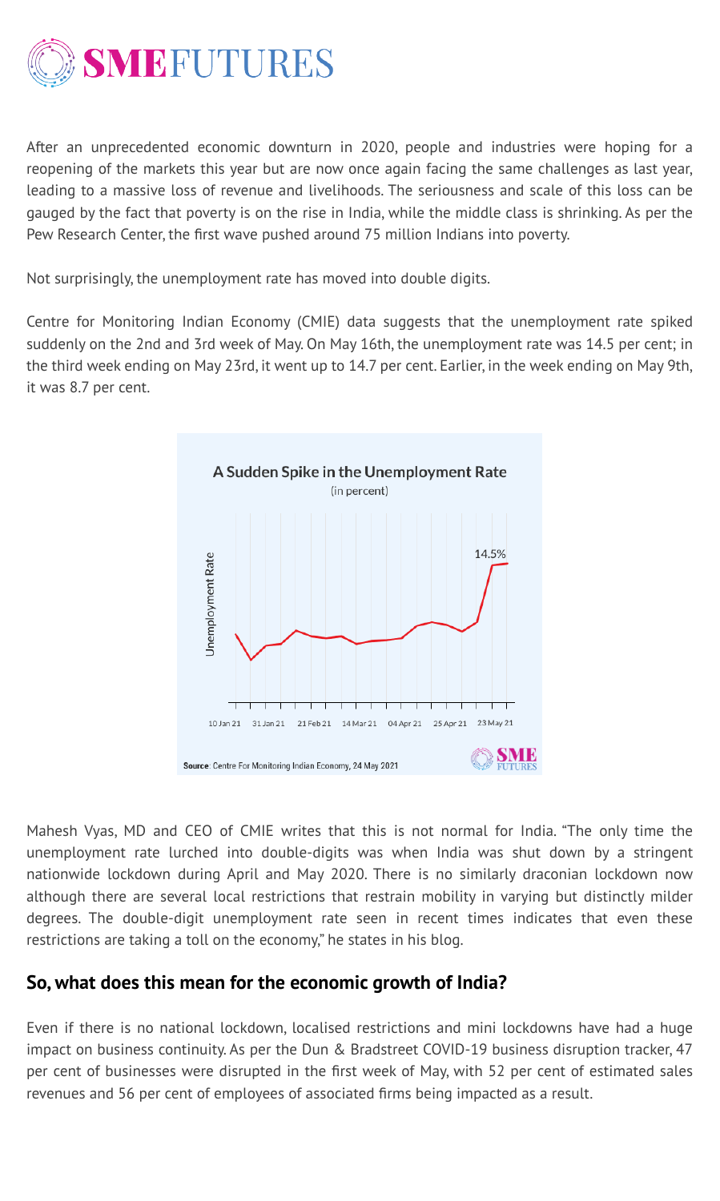After an unprecedented economic downturn in 2020, people and industries were hoping for a reopening of the markets this year but are now once again facing the same challenges as last year, leading to a massive loss of revenue and livelihoods. The seriousness and scale of this loss can be gauged by the fact that poverty is on the rise in India, while the middle class is shrinking. As per the Pew Research Center, the first wave pushed around 75 million Indians into poverty.

Not surprisingly, the unemployment rate has moved into double digits.

Centre for Monitoring Indian Economy (CMIE) data suggests that the unemployment rate spiked suddenly on the 2nd and 3rd week of May. On May 16th, the unemployment rate was 14.5 per cent; in the third week ending on May 23rd, it went up to 14.7 per cent. Earlier, in the week ending on May 9th, it was 8.7 per cent.

**A Sudden Spike in the Unemployment Rate**
(in percent)

**Source**: Centre For Monitoring Indian Economy, 24 May 2021

Mahesh Vyas, MD and CEO of CMIE writes that this is not normal for India. "The only time the unemployment rate lurched into double-digits was when India was shut down by a stringent nationwide lockdown during April and May 2020. There is no similarly draconian lockdown now although there are several local restrictions that restrain mobility in varying but distinctly milder degrees. The double-digit unemployment rate seen in recent times indicates that even these restrictions are taking a toll on the economy," he states in his blog.

## So, what does this mean for the economic growth of India?

Even if there is no national lockdown, localised restrictions and mini lockdowns have had a huge impact on business continuity. As per the Dun & Bradstreet COVID-19 business disruption tracker, 47 per cent of businesses were disrupted in the first week of May, with 52 per cent of estimated sales revenues and 56 per cent of employees of associated firms being impacted as a result.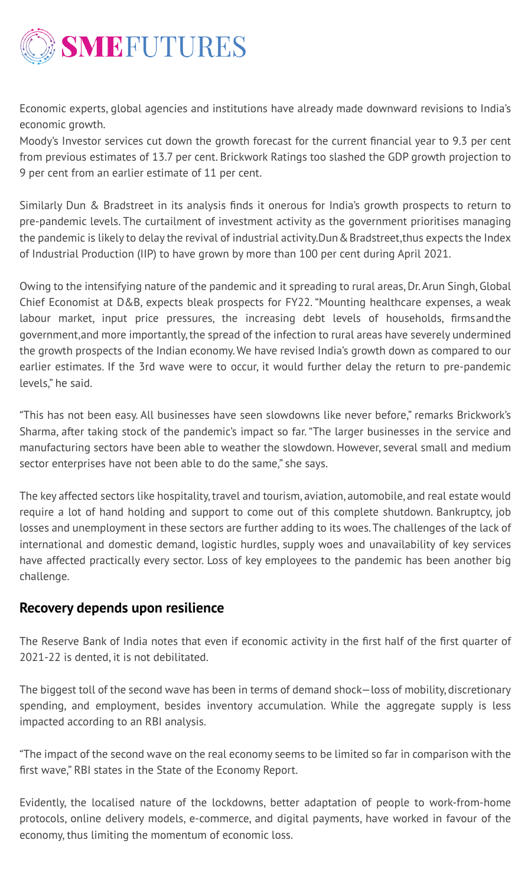Economic experts, global agencies and institutions have already made downward revisions to India's economic growth.

Moody's Investor services cut down the growth forecast for the current financial year to 9.3 per cent from previous estimates of 13.7 per cent. Brickwork Ratings too slashed the GDP growth projection to 9 per cent from an earlier estimate of 11 per cent.

Similarly Dun & Bradstreet in its analysis finds it onerous for India's growth prospects to return to pre-pandemic levels. The curtailment of investment activity as the government prioritises managing the pandemic is likely to delay the revival of industrial activity.Dun & Bradstreet,thus expects the Index of Industrial Production (IIP) to have grown by more than 100 per cent during April 2021.

Owing to the intensifying nature of the pandemic and it spreading to rural areas, Dr. Arun Singh, Global Chief Economist at D&B, expects bleak prospects for FY22. "Mounting healthcare expenses, a weak labour market, input price pressures, the increasing debt levels of households, firmsandthe government,and more importantly, the spread of the infection to rural areas have severely undermined the growth prospects of the Indian economy. We have revised India's growth down as compared to our earlier estimates. If the 3rd wave were to occur, it would further delay the return to pre-pandemic levels," he said.

"This has not been easy. All businesses have seen slowdowns like never before," remarks Brickwork's Sharma, after taking stock of the pandemic's impact so far. "The larger businesses in the service and manufacturing sectors have been able to weather the slowdown. However, several small and medium sector enterprises have not been able to do the same," she says.

The key affected sectors like hospitality, travel and tourism, aviation, automobile, and real estate would require a lot of hand holding and support to come out of this complete shutdown. Bankruptcy, job losses and unemployment in these sectors are further adding to its woes. The challenges of the lack of international and domestic demand, logistic hurdles, supply woes and unavailability of key services have affected practically every sector. Loss of key employees to the pandemic has been another big challenge.

## Recovery depends upon resilience

The Reserve Bank of India notes that even if economic activity in the first half of the first quarter of 2021-22 is dented, it is not debilitated.

The biggest toll of the second wave has been in terms of demand shock—loss of mobility, discretionary spending, and employment, besides inventory accumulation. While the aggregate supply is less impacted according to an RBI analysis.

"The impact of the second wave on the real economy seems to be limited so far in comparison with the first wave," RBI states in the State of the Economy Report.

Evidently, the localised nature of the lockdowns, better adaptation of people to work-from-home protocols, online delivery models, e-commerce, and digital payments, have worked in favour of the economy, thus limiting the momentum of economic loss.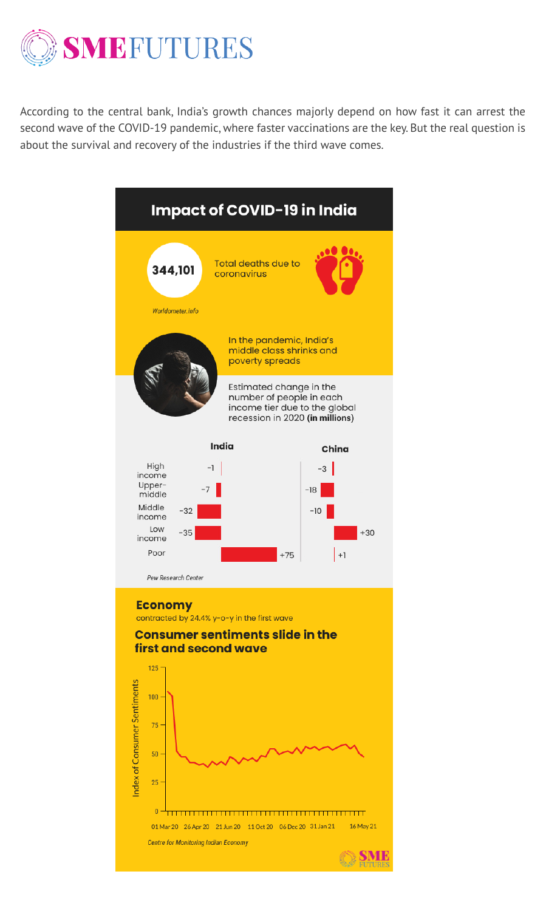According to the central bank, India's growth chances majorly depend on how fast it can arrest the second wave of the COVID-19 pandemic, where faster vaccinations are the key. But the real question is about the survival and recovery of the industries if the third wave comes.

## Impact of COVID-19 in India

**344,101** Total deaths due to coronavirus

*Worldometer.info*

In the pandemic, India's middle class shrinks and poverty spreads

Estimated change in the number of people in each income tier due to the global recession in 2020 **(in millions)**

| | India | China |
|---|---|---|
| High income | -1 | -3 |
| Upper-middle | -7 | -18 |
| Middle income | -32 | -10 |
| Low income | -35 | +30 |
| Poor | +75 | +1 |

*Pew Research Center*

**Economy**
contracted by 24.4% y-o-y in the first wave

**Consumer sentiments slide in the first and second wave**

Index of Consumer Sentiments: 0, 25, 50, 75, 100, 125

01 Mar 20, 26 Apr 20, 21 Jun 20, 11 Oct 20, 06 Dec 20, 31 Jan 21, 16 May 21

*Centre for Monitoring Indian Economy*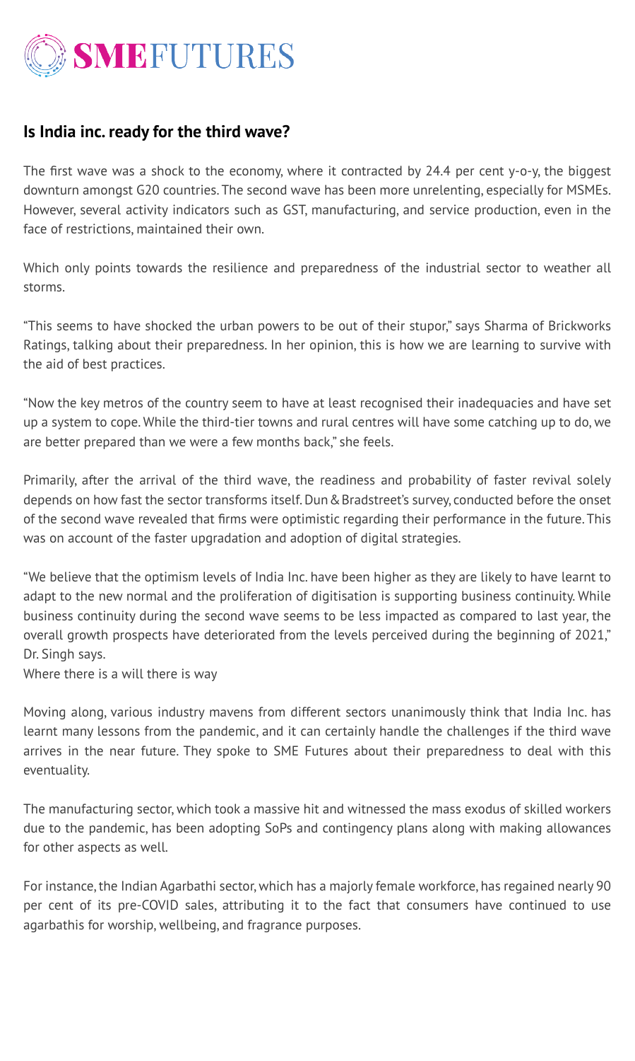## Is India inc. ready for the third wave?

The first wave was a shock to the economy, where it contracted by 24.4 per cent y-o-y, the biggest downturn amongst G20 countries. The second wave has been more unrelenting, especially for MSMEs. However, several activity indicators such as GST, manufacturing, and service production, even in the face of restrictions, maintained their own.

Which only points towards the resilience and preparedness of the industrial sector to weather all storms.

"This seems to have shocked the urban powers to be out of their stupor," says Sharma of Brickworks Ratings, talking about their preparedness. In her opinion, this is how we are learning to survive with the aid of best practices.

"Now the key metros of the country seem to have at least recognised their inadequacies and have set up a system to cope. While the third-tier towns and rural centres will have some catching up to do, we are better prepared than we were a few months back," she feels.

Primarily, after the arrival of the third wave, the readiness and probability of faster revival solely depends on how fast the sector transforms itself. Dun & Bradstreet's survey, conducted before the onset of the second wave revealed that firms were optimistic regarding their performance in the future. This was on account of the faster upgradation and adoption of digital strategies.

"We believe that the optimism levels of India Inc. have been higher as they are likely to have learnt to adapt to the new normal and the proliferation of digitisation is supporting business continuity. While business continuity during the second wave seems to be less impacted as compared to last year, the overall growth prospects have deteriorated from the levels perceived during the beginning of 2021," Dr. Singh says.

Where there is a will there is way

Moving along, various industry mavens from different sectors unanimously think that India Inc. has learnt many lessons from the pandemic, and it can certainly handle the challenges if the third wave arrives in the near future. They spoke to SME Futures about their preparedness to deal with this eventuality.

The manufacturing sector, which took a massive hit and witnessed the mass exodus of skilled workers due to the pandemic, has been adopting SoPs and contingency plans along with making allowances for other aspects as well.

For instance, the Indian Agarbathi sector, which has a majorly female workforce, has regained nearly 90 per cent of its pre-COVID sales, attributing it to the fact that consumers have continued to use agarbathis for worship, wellbeing, and fragrance purposes.